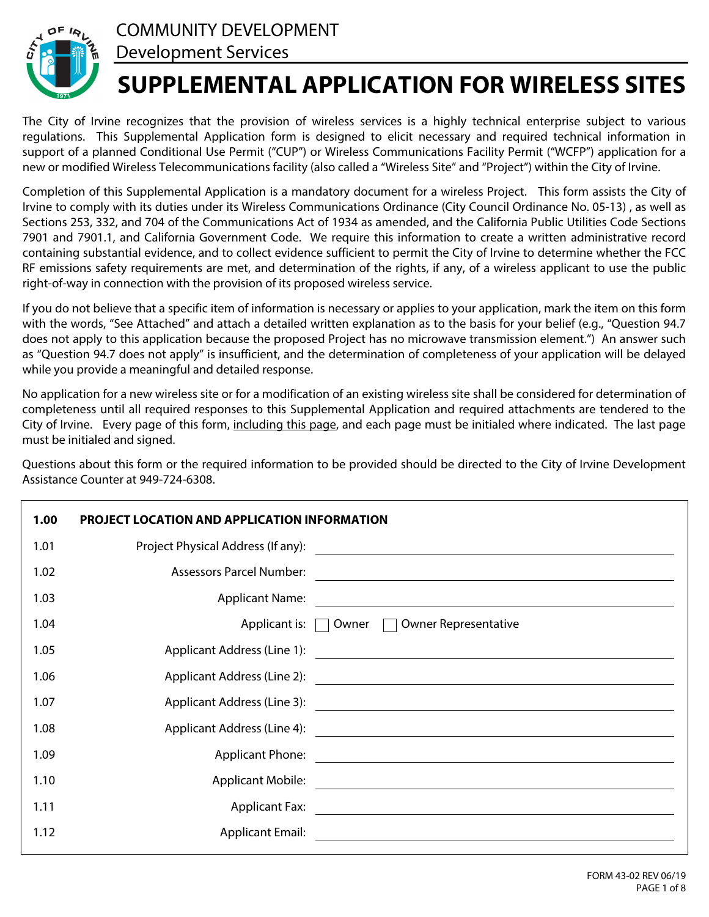COMMUNITY DEVELOPMENT
Development Services

# SUPPLEMENTAL APPLICATION FOR WIRELESS SITES

The City of Irvine recognizes that the provision of wireless services is a highly technical enterprise subject to various regulations. This Supplemental Application form is designed to elicit necessary and required technical information in support of a planned Conditional Use Permit ("CUP") or Wireless Communications Facility Permit ("WCFP") application for a new or modified Wireless Telecommunications facility (also called a "Wireless Site" and "Project") within the City of Irvine.

Completion of this Supplemental Application is a mandatory document for a wireless Project. This form assists the City of Irvine to comply with its duties under its Wireless Communications Ordinance (City Council Ordinance No. 05-13) , as well as Sections 253, 332, and 704 of the Communications Act of 1934 as amended, and the California Public Utilities Code Sections 7901 and 7901.1, and California Government Code. We require this information to create a written administrative record containing substantial evidence, and to collect evidence sufficient to permit the City of Irvine to determine whether the FCC RF emissions safety requirements are met, and determination of the rights, if any, of a wireless applicant to use the public right-of-way in connection with the provision of its proposed wireless service.

If you do not believe that a specific item of information is necessary or applies to your application, mark the item on this form with the words, "See Attached" and attach a detailed written explanation as to the basis for your belief (e.g., "Question 94.7 does not apply to this application because the proposed Project has no microwave transmission element.") An answer such as "Question 94.7 does not apply" is insufficient, and the determination of completeness of your application will be delayed while you provide a meaningful and detailed response.

No application for a new wireless site or for a modification of an existing wireless site shall be considered for determination of completeness until all required responses to this Supplemental Application and required attachments are tendered to the City of Irvine. Every page of this form, <u>including this page</u>, and each page must be initialed where indicated. The last page must be initialed and signed.

Questions about this form or the required information to be provided should be directed to the City of Irvine Development Assistance Counter at 949-724-6308.

| **1.00** | **PROJECT LOCATION AND APPLICATION INFORMATION** | |
|---|---|---|
| 1.01 | Project Physical Address (If any): | |
| 1.02 | Assessors Parcel Number: | |
| 1.03 | Applicant Name: | |
| 1.04 | Applicant is: | ☐ Owner ☐ Owner Representative |
| 1.05 | Applicant Address (Line 1): | |
| 1.06 | Applicant Address (Line 2): | |
| 1.07 | Applicant Address (Line 3): | |
| 1.08 | Applicant Address (Line 4): | |
| 1.09 | Applicant Phone: | |
| 1.10 | Applicant Mobile: | |
| 1.11 | Applicant Fax: | |
| 1.12 | Applicant Email: | |

FORM 43-02 REV 06/19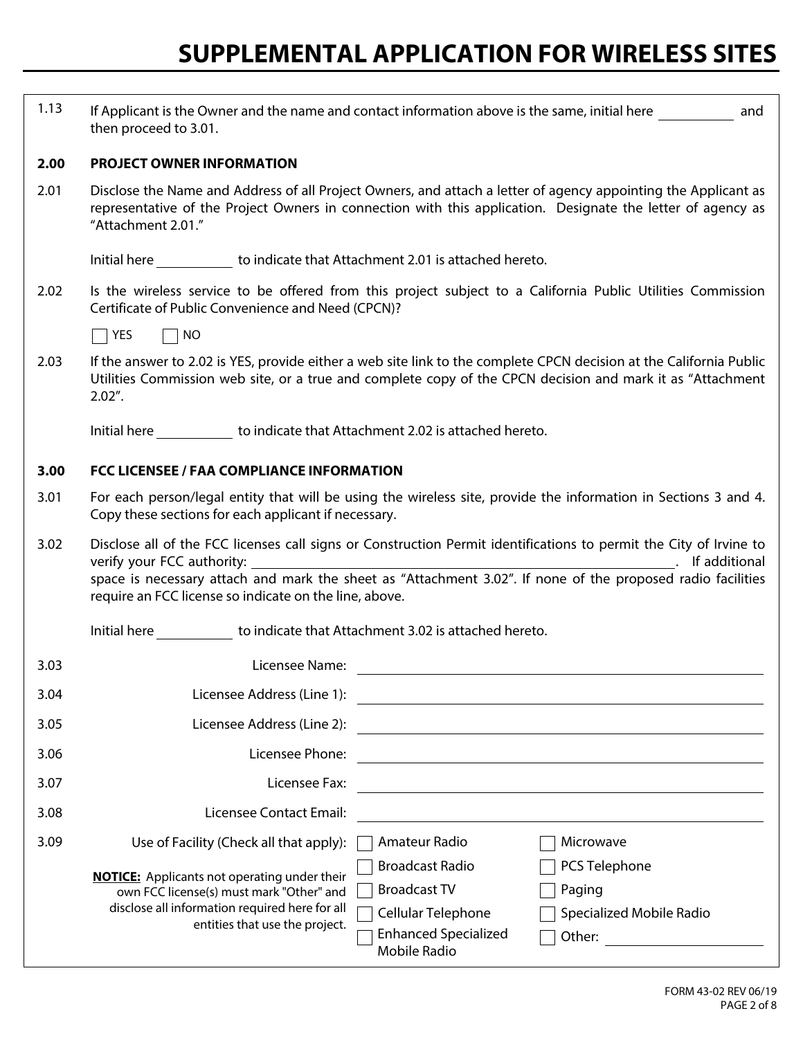# SUPPLEMENTAL APPLICATION FOR WIRELESS SITES

1.13 If Applicant is the Owner and the name and contact information above is the same, initial here ________ and then proceed to 3.01.

## 2.00 PROJECT OWNER INFORMATION

2.01 Disclose the Name and Address of all Project Owners, and attach a letter of agency appointing the Applicant as representative of the Project Owners in connection with this application. Designate the letter of agency as "Attachment 2.01."

Initial here ________ to indicate that Attachment 2.01 is attached hereto.

2.02 Is the wireless service to be offered from this project subject to a California Public Utilities Commission Certificate of Public Convenience and Need (CPCN)?

☐ YES ☐ NO

2.03 If the answer to 2.02 is YES, provide either a web site link to the complete CPCN decision at the California Public Utilities Commission web site, or a true and complete copy of the CPCN decision and mark it as "Attachment 2.02".

Initial here ________ to indicate that Attachment 2.02 is attached hereto.

## 3.00 FCC LICENSEE / FAA COMPLIANCE INFORMATION

3.01 For each person/legal entity that will be using the wireless site, provide the information in Sections 3 and 4. Copy these sections for each applicant if necessary.

3.02 Disclose all of the FCC licenses call signs or Construction Permit identifications to permit the City of Irvine to verify your FCC authority: ________________________________. If additional space is necessary attach and mark the sheet as "Attachment 3.02". If none of the proposed radio facilities require an FCC license so indicate on the line, above.

Initial here ________ to indicate that Attachment 3.02 is attached hereto.

3.03 Licensee Name: ________________________________

3.04 Licensee Address (Line 1): ________________________________

3.05 Licensee Address (Line 2): ________________________________

3.06 Licensee Phone: ________________________________

3.07 Licensee Fax: ________________________________

3.08 Licensee Contact Email: ________________________________

3.09 Use of Facility (Check all that apply):

**NOTICE:** Applicants not operating under their own FCC license(s) must mark "Other" and disclose all information required here for all entities that use the project.

- ☐ Amateur Radio
- ☐ Broadcast Radio
- ☐ Broadcast TV
- ☐ Cellular Telephone
- ☐ Enhanced Specialized Mobile Radio
- ☐ Microwave
- ☐ PCS Telephone
- ☐ Paging
- ☐ Specialized Mobile Radio
- ☐ Other: ________________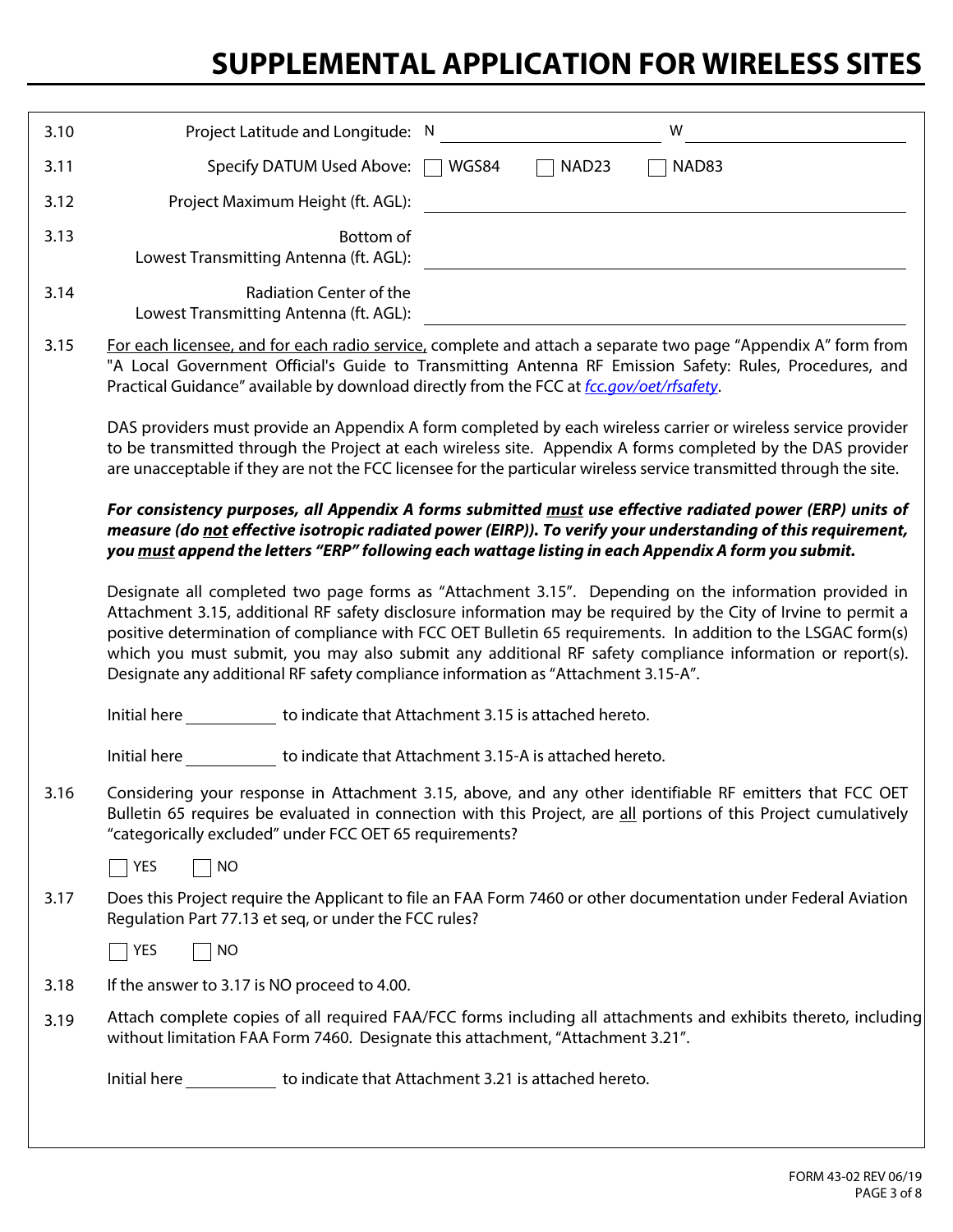# SUPPLEMENTAL APPLICATION FOR WIRELESS SITES

3.10 Project Latitude and Longitude: N ______________ W ______________

3.11 Specify DATUM Used Above: ☐ WGS84 ☐ NAD23 ☐ NAD83

3.12 Project Maximum Height (ft. AGL): ______________

3.13 Bottom of Lowest Transmitting Antenna (ft. AGL): ______________

3.14 Radiation Center of the Lowest Transmitting Antenna (ft. AGL): ______________

3.15 For each licensee, and for each radio service, complete and attach a separate two page "Appendix A" form from "A Local Government Official's Guide to Transmitting Antenna RF Emission Safety: Rules, Procedures, and Practical Guidance" available by download directly from the FCC at *fcc.gov/oet/rfsafety*.

DAS providers must provide an Appendix A form completed by each wireless carrier or wireless service provider to be transmitted through the Project at each wireless site. Appendix A forms completed by the DAS provider are unacceptable if they are not the FCC licensee for the particular wireless service transmitted through the site.

***For consistency purposes, all Appendix A forms submitted must use effective radiated power (ERP) units of measure (do not effective isotropic radiated power (EIRP)). To verify your understanding of this requirement, you must append the letters "ERP" following each wattage listing in each Appendix A form you submit.***

Designate all completed two page forms as "Attachment 3.15". Depending on the information provided in Attachment 3.15, additional RF safety disclosure information may be required by the City of Irvine to permit a positive determination of compliance with FCC OET Bulletin 65 requirements. In addition to the LSGAC form(s) which you must submit, you may also submit any additional RF safety compliance information or report(s). Designate any additional RF safety compliance information as "Attachment 3.15-A".

Initial here __________ to indicate that Attachment 3.15 is attached hereto.

Initial here __________ to indicate that Attachment 3.15-A is attached hereto.

3.16 Considering your response in Attachment 3.15, above, and any other identifiable RF emitters that FCC OET Bulletin 65 requires be evaluated in connection with this Project, are all portions of this Project cumulatively "categorically excluded" under FCC OET 65 requirements?

☐ YES ☐ NO

3.17 Does this Project require the Applicant to file an FAA Form 7460 or other documentation under Federal Aviation Regulation Part 77.13 et seq, or under the FCC rules?

☐ YES ☐ NO

3.18 If the answer to 3.17 is NO proceed to 4.00.

3.19 Attach complete copies of all required FAA/FCC forms including all attachments and exhibits thereto, including without limitation FAA Form 7460. Designate this attachment, "Attachment 3.21".

Initial here __________ to indicate that Attachment 3.21 is attached hereto.

FORM 43-02 REV 06/19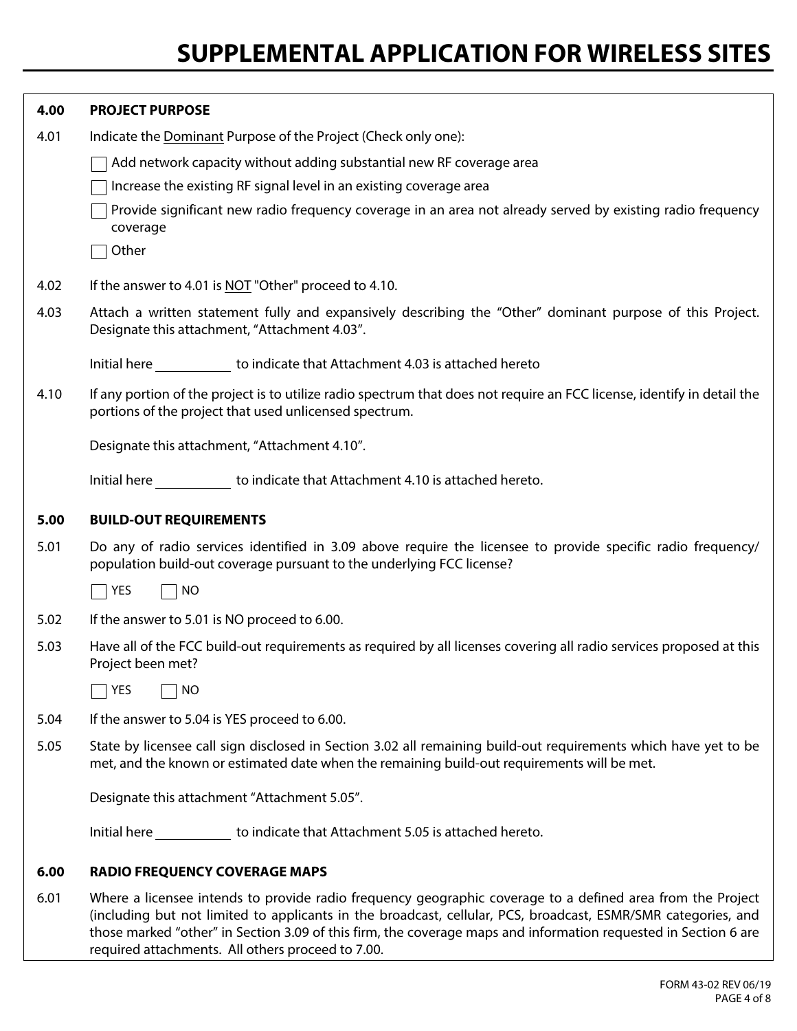# SUPPLEMENTAL APPLICATION FOR WIRELESS SITES

**4.00 PROJECT PURPOSE**

4.01 Indicate the Dominant Purpose of the Project (Check only one):

- ☐ Add network capacity without adding substantial new RF coverage area
- ☐ Increase the existing RF signal level in an existing coverage area
- ☐ Provide significant new radio frequency coverage in an area not already served by existing radio frequency coverage
- ☐ Other

4.02 If the answer to 4.01 is NOT "Other" proceed to 4.10.

4.03 Attach a written statement fully and expansively describing the "Other" dominant purpose of this Project. Designate this attachment, "Attachment 4.03".

Initial here __________ to indicate that Attachment 4.03 is attached hereto

4.10 If any portion of the project is to utilize radio spectrum that does not require an FCC license, identify in detail the portions of the project that used unlicensed spectrum.

Designate this attachment, "Attachment 4.10".

Initial here __________ to indicate that Attachment 4.10 is attached hereto.

**5.00 BUILD-OUT REQUIREMENTS**

5.01 Do any of radio services identified in 3.09 above require the licensee to provide specific radio frequency/ population build-out coverage pursuant to the underlying FCC license?

☐ YES ☐ NO

5.02 If the answer to 5.01 is NO proceed to 6.00.

5.03 Have all of the FCC build-out requirements as required by all licenses covering all radio services proposed at this Project been met?

☐ YES ☐ NO

5.04 If the answer to 5.04 is YES proceed to 6.00.

5.05 State by licensee call sign disclosed in Section 3.02 all remaining build-out requirements which have yet to be met, and the known or estimated date when the remaining build-out requirements will be met.

Designate this attachment "Attachment 5.05".

Initial here __________ to indicate that Attachment 5.05 is attached hereto.

**6.00 RADIO FREQUENCY COVERAGE MAPS**

6.01 Where a licensee intends to provide radio frequency geographic coverage to a defined area from the Project (including but not limited to applicants in the broadcast, cellular, PCS, broadcast, ESMR/SMR categories, and those marked "other" in Section 3.09 of this firm, the coverage maps and information requested in Section 6 are required attachments. All others proceed to 7.00.

FORM 43-02 REV 06/19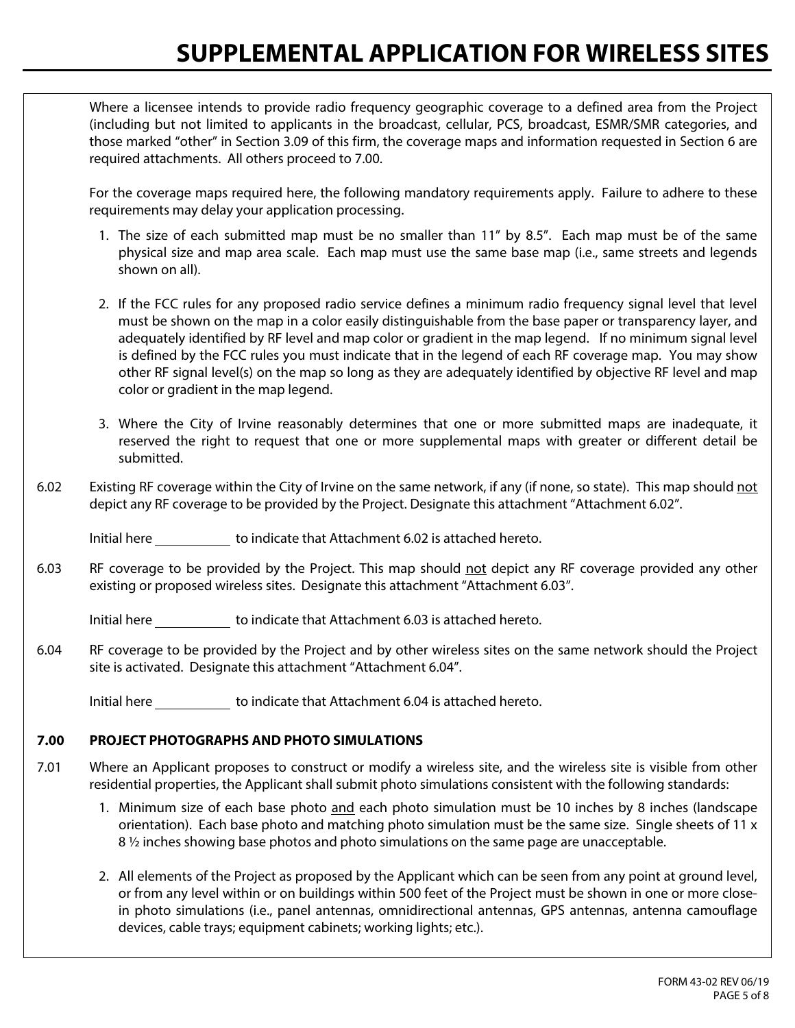Where a licensee intends to provide radio frequency geographic coverage to a defined area from the Project (including but not limited to applicants in the broadcast, cellular, PCS, broadcast, ESMR/SMR categories, and those marked "other" in Section 3.09 of this firm, the coverage maps and information requested in Section 6 are required attachments. All others proceed to 7.00.

For the coverage maps required here, the following mandatory requirements apply. Failure to adhere to these requirements may delay your application processing.

1. The size of each submitted map must be no smaller than 11" by 8.5". Each map must be of the same physical size and map area scale. Each map must use the same base map (i.e., same streets and legends shown on all).

2. If the FCC rules for any proposed radio service defines a minimum radio frequency signal level that level must be shown on the map in a color easily distinguishable from the base paper or transparency layer, and adequately identified by RF level and map color or gradient in the map legend. If no minimum signal level is defined by the FCC rules you must indicate that in the legend of each RF coverage map. You may show other RF signal level(s) on the map so long as they are adequately identified by objective RF level and map color or gradient in the map legend.

3. Where the City of Irvine reasonably determines that one or more submitted maps are inadequate, it reserved the right to request that one or more supplemental maps with greater or different detail be submitted.

6.02 Existing RF coverage within the City of Irvine on the same network, if any (if none, so state). This map should not depict any RF coverage to be provided by the Project. Designate this attachment "Attachment 6.02".

Initial here ___________ to indicate that Attachment 6.02 is attached hereto.

6.03 RF coverage to be provided by the Project. This map should not depict any RF coverage provided any other existing or proposed wireless sites. Designate this attachment "Attachment 6.03".

Initial here ___________ to indicate that Attachment 6.03 is attached hereto.

6.04 RF coverage to be provided by the Project and by other wireless sites on the same network should the Project site is activated. Designate this attachment "Attachment 6.04".

Initial here ___________ to indicate that Attachment 6.04 is attached hereto.

## 7.00 PROJECT PHOTOGRAPHS AND PHOTO SIMULATIONS

7.01 Where an Applicant proposes to construct or modify a wireless site, and the wireless site is visible from other residential properties, the Applicant shall submit photo simulations consistent with the following standards:

1. Minimum size of each base photo and each photo simulation must be 10 inches by 8 inches (landscape orientation). Each base photo and matching photo simulation must be the same size. Single sheets of 11 x 8 ½ inches showing base photos and photo simulations on the same page are unacceptable.

2. All elements of the Project as proposed by the Applicant which can be seen from any point at ground level, or from any level within or on buildings within 500 feet of the Project must be shown in one or more close-in photo simulations (i.e., panel antennas, omnidirectional antennas, GPS antennas, antenna camouflage devices, cable trays; equipment cabinets; working lights; etc.).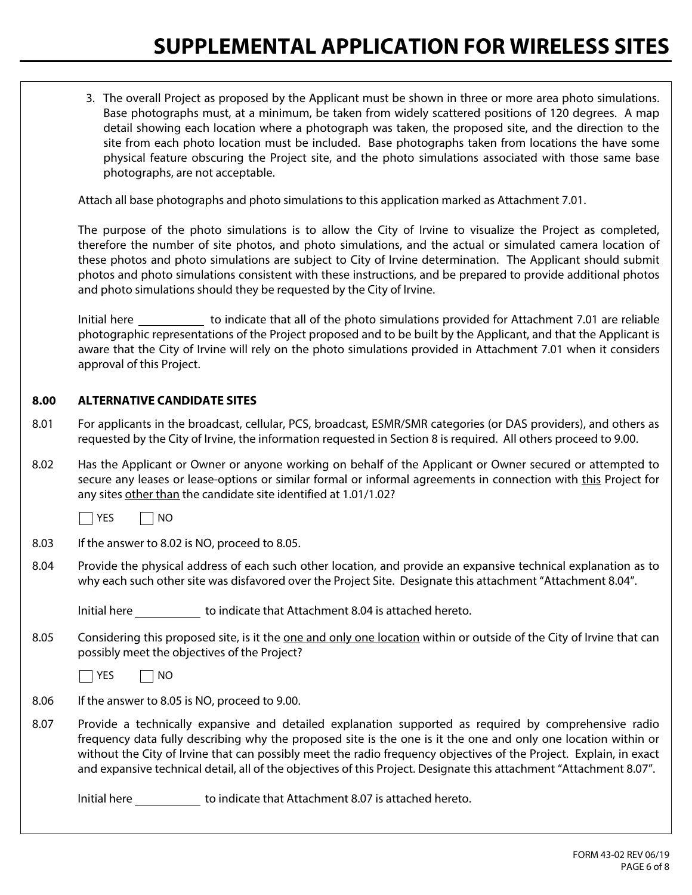3. The overall Project as proposed by the Applicant must be shown in three or more area photo simulations. Base photographs must, at a minimum, be taken from widely scattered positions of 120 degrees. A map detail showing each location where a photograph was taken, the proposed site, and the direction to the site from each photo location must be included. Base photographs taken from locations the have some physical feature obscuring the Project site, and the photo simulations associated with those same base photographs, are not acceptable.

Attach all base photographs and photo simulations to this application marked as Attachment 7.01.

The purpose of the photo simulations is to allow the City of Irvine to visualize the Project as completed, therefore the number of site photos, and photo simulations, and the actual or simulated camera location of these photos and photo simulations are subject to City of Irvine determination. The Applicant should submit photos and photo simulations consistent with these instructions, and be prepared to provide additional photos and photo simulations should they be requested by the City of Irvine.

Initial here __________ to indicate that all of the photo simulations provided for Attachment 7.01 are reliable photographic representations of the Project proposed and to be built by the Applicant, and that the Applicant is aware that the City of Irvine will rely on the photo simulations provided in Attachment 7.01 when it considers approval of this Project.

**8.00 ALTERNATIVE CANDIDATE SITES**

8.01 For applicants in the broadcast, cellular, PCS, broadcast, ESMR/SMR categories (or DAS providers), and others as requested by the City of Irvine, the information requested in Section 8 is required. All others proceed to 9.00.

8.02 Has the Applicant or Owner or anyone working on behalf of the Applicant or Owner secured or attempted to secure any leases or lease-options or similar formal or informal agreements in connection with this Project for any sites other than the candidate site identified at 1.01/1.02?

☐ YES ☐ NO

8.03 If the answer to 8.02 is NO, proceed to 8.05.

8.04 Provide the physical address of each such other location, and provide an expansive technical explanation as to why each such other site was disfavored over the Project Site. Designate this attachment "Attachment 8.04".

Initial here __________ to indicate that Attachment 8.04 is attached hereto.

8.05 Considering this proposed site, is it the one and only one location within or outside of the City of Irvine that can possibly meet the objectives of the Project?

☐ YES ☐ NO

8.06 If the answer to 8.05 is NO, proceed to 9.00.

8.07 Provide a technically expansive and detailed explanation supported as required by comprehensive radio frequency data fully describing why the proposed site is the one is it the one and only one location within or without the City of Irvine that can possibly meet the radio frequency objectives of the Project. Explain, in exact and expansive technical detail, all of the objectives of this Project. Designate this attachment "Attachment 8.07".

Initial here __________ to indicate that Attachment 8.07 is attached hereto.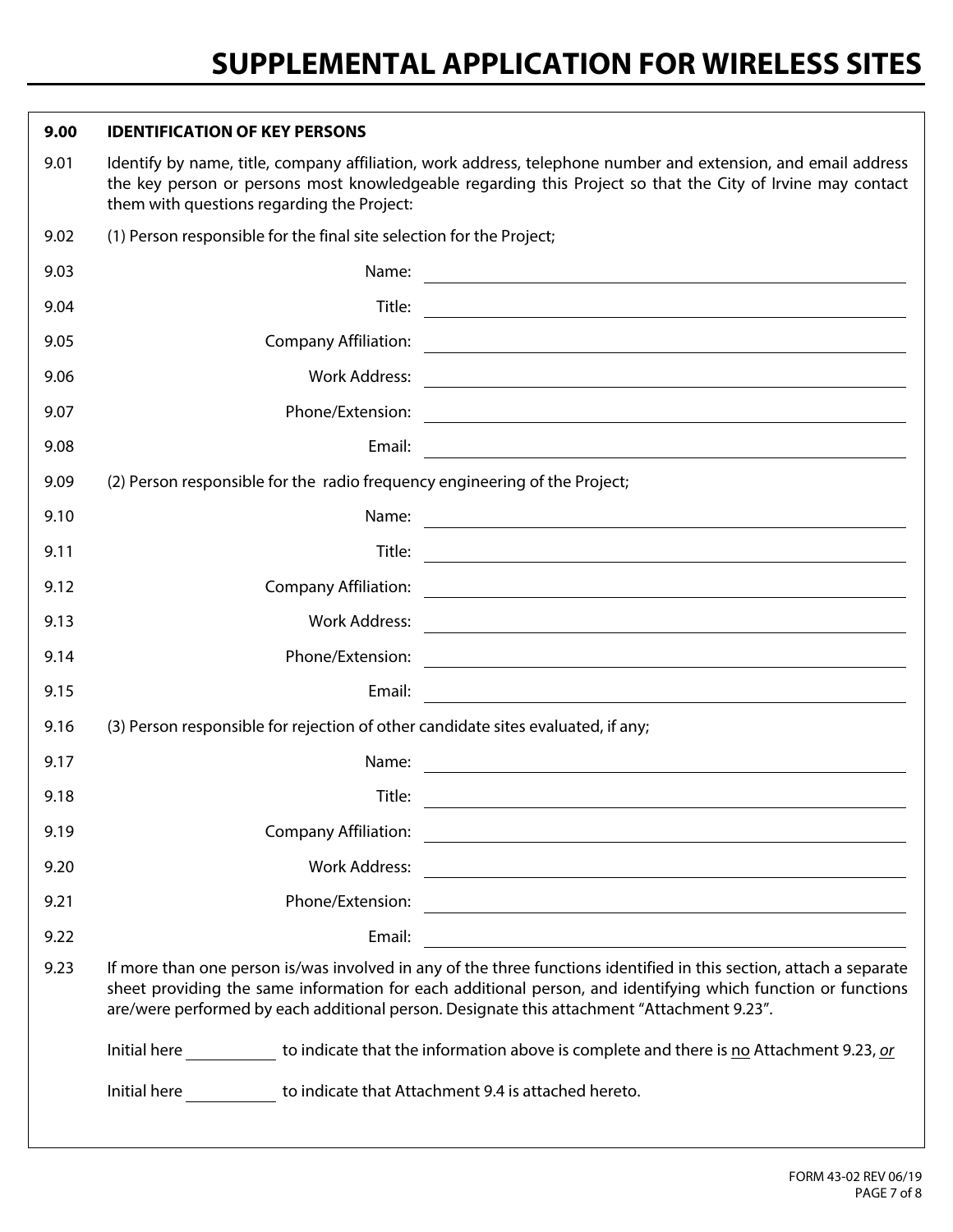# SUPPLEMENTAL APPLICATION FOR WIRELESS SITES

**9.00 IDENTIFICATION OF KEY PERSONS**

9.01 Identify by name, title, company affiliation, work address, telephone number and extension, and email address the key person or persons most knowledgeable regarding this Project so that the City of Irvine may contact them with questions regarding the Project:

9.02 (1) Person responsible for the final site selection for the Project;

9.03 Name: ______________________________

9.04 Title: ______________________________

9.05 Company Affiliation: ______________________________

9.06 Work Address: ______________________________

9.07 Phone/Extension: ______________________________

9.08 Email: ______________________________

9.09 (2) Person responsible for the radio frequency engineering of the Project;

9.10 Name: ______________________________

9.11 Title: ______________________________

9.12 Company Affiliation: ______________________________

9.13 Work Address: ______________________________

9.14 Phone/Extension: ______________________________

9.15 Email: ______________________________

9.16 (3) Person responsible for rejection of other candidate sites evaluated, if any;

9.17 Name: ______________________________

9.18 Title: ______________________________

9.19 Company Affiliation: ______________________________

9.20 Work Address: ______________________________

9.21 Phone/Extension: ______________________________

9.22 Email: ______________________________

9.23 If more than one person is/was involved in any of the three functions identified in this section, attach a separate sheet providing the same information for each additional person, and identifying which function or functions are/were performed by each additional person. Designate this attachment "Attachment 9.23".

Initial here __________ to indicate that the information above is complete and there is no Attachment 9.23, *or*

Initial here __________ to indicate that Attachment 9.4 is attached hereto.

FORM 43-02 REV 06/19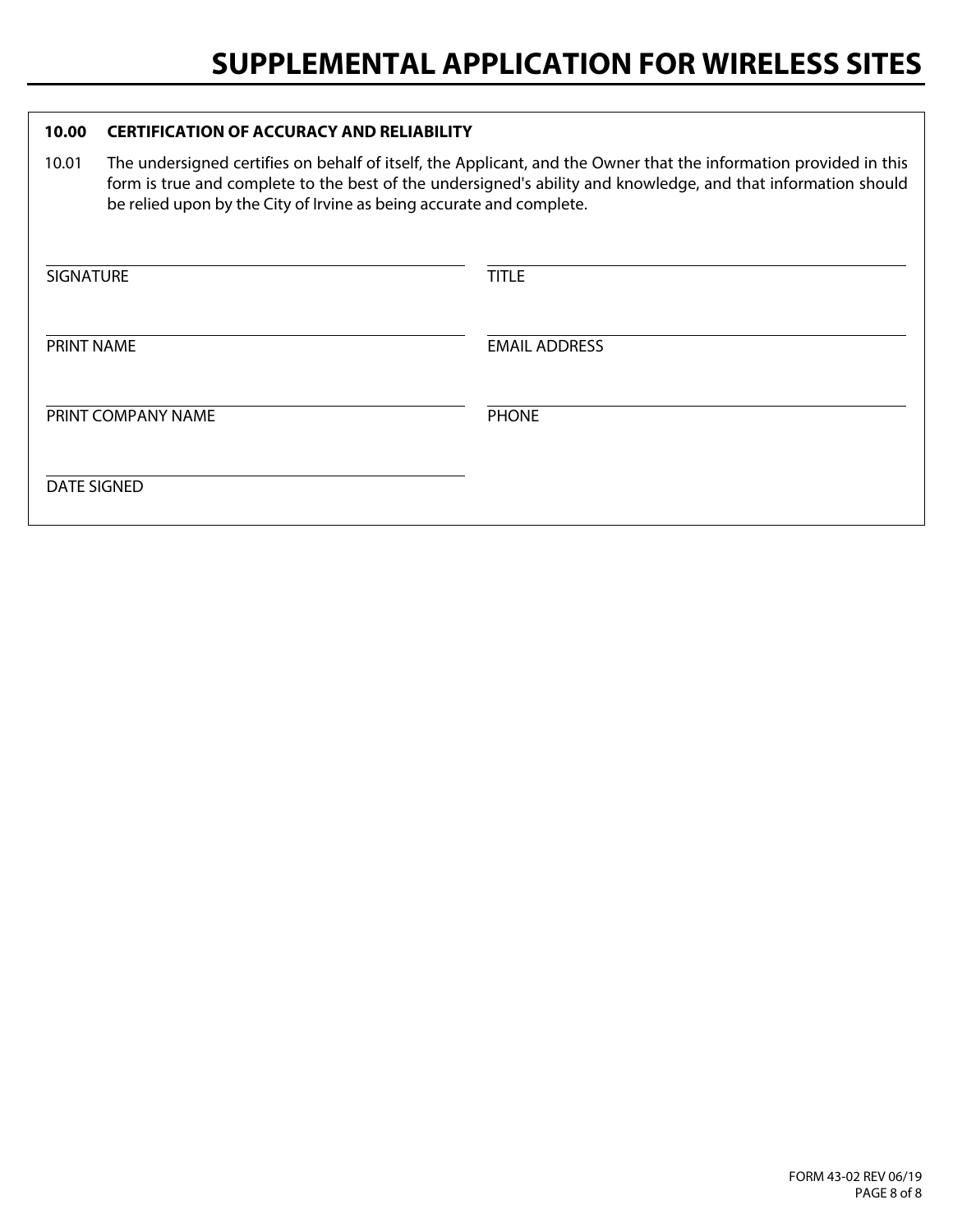# SUPPLEMENTAL APPLICATION FOR WIRELESS SITES

**10.00 CERTIFICATION OF ACCURACY AND RELIABILITY**

10.01 The undersigned certifies on behalf of itself, the Applicant, and the Owner that the information provided in this form is true and complete to the best of the undersigned's ability and knowledge, and that information should be relied upon by the City of Irvine as being accurate and complete.

| | |
|---|---|
| SIGNATURE | TITLE |
| PRINT NAME | EMAIL ADDRESS |
| PRINT COMPANY NAME | PHONE |
| DATE SIGNED | |

FORM 43-02 REV 06/19